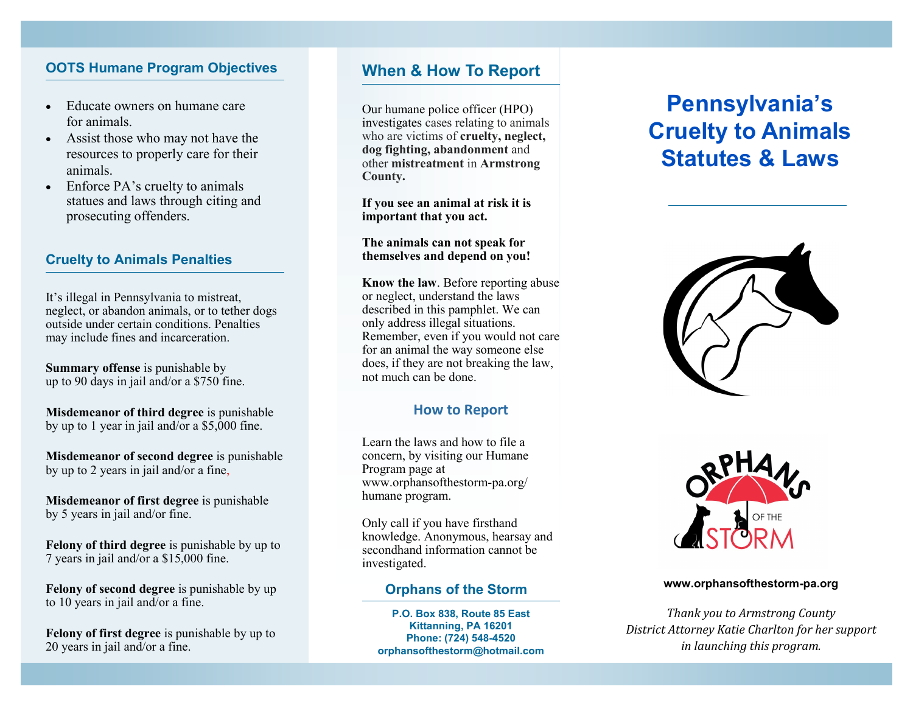## OOTS Humane Program Objectives

- Educate owners on humane care for animals.
- Assist those who may not have the resources to properly care for their animals.
- Enforce PA's cruelty to animals statues and laws through citing and prosecuting offenders.

## Cruelty to Animals Penalties

It's illegal in Pennsylvania to mistreat, neglect, or abandon animals, or to tether dogs outside under certain conditions. Penalties may include fines and incarceration.

**Summary offense** is punishable by up to 90 days in jail and/or a $750 fine.

**Misdemeanor of third degree** is punishable by up to 1 year in jail and/or a $5,000 fine.

**Misdemeanor of second degree** is punishable by up to 2 years in jail and/or a fine,

**Misdemeanor of first degree** is punishable by 5 years in jail and/or fine.

**Felony of third degree** is punishable by up to 7 years in jail and/or a $15,000 fine.

**Felony of second degree** is punishable by up to 10 years in jail and/or a fine.

**Felony of first degree** is punishable by up to 20 years in jail and/or a fine.

## When & How To Report

Our humane police officer (HPO) investigates cases relating to animals who are victims of **cruelty, neglect, dog fighting, abandonment** and other **mistreatment** in **Armstrong County.**

**If you see an animal at risk it is important that you act.**

**The animals can not speak for themselves and depend on you!**

**Know the law**. Before reporting abuse or neglect, understand the laws described in this pamphlet. We can only address illegal situations. Remember, even if you would not care for an animal the way someone else does, if they are not breaking the law, not much can be done.

### How to Report

Learn the laws and how to file a concern, by visiting our Humane Program page at www.orphansofthestorm-pa.org/ humane program.

Only call if you have firsthand knowledge. Anonymous, hearsay and secondhand information cannot be investigated.

### Orphans of the Storm

**P.O. Box 838, Route 85 East**
**Kittanning, PA 16201**
**Phone: (724) 548-4520**
**orphansofthestorm@hotmail.com**

# Pennsylvania's Cruelty to Animals Statutes & Laws

ORPHANS OF THE STORM

**www.orphansofthestorm-pa.org**

*Thank you to Armstrong County District Attorney Katie Charlton for her support in launching this program.*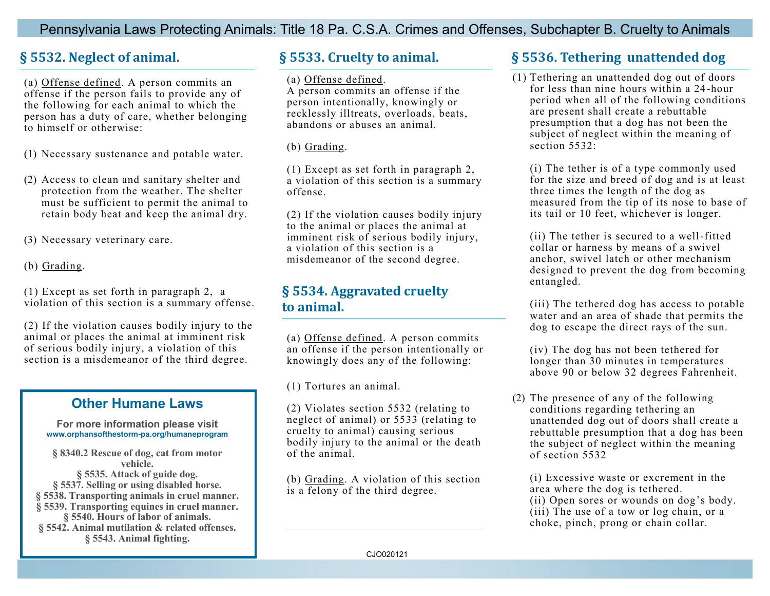# Pennsylvania Laws Protecting Animals: Title 18 Pa. C.S.A. Crimes and Offenses, Subchapter B. Cruelty to Animals

## § 5532. Neglect of animal.

(a) Offense defined. A person commits an offense if the person fails to provide any of the following for each animal to which the person has a duty of care, whether belonging to himself or otherwise:

(1) Necessary sustenance and potable water.

(2) Access to clean and sanitary shelter and protection from the weather. The shelter must be sufficient to permit the animal to retain body heat and keep the animal dry.

(3) Necessary veterinary care.

(b) Grading.

(1) Except as set forth in paragraph 2, a violation of this section is a summary offense.

(2) If the violation causes bodily injury to the animal or places the animal at imminent risk of serious bodily injury, a violation of this section is a misdemeanor of the third degree.

### Other Humane Laws

**For more information please visit**
**www.orphansofthestorm-pa.org/humaneprogram**

**§ 8340.2 Rescue of dog, cat from motor vehicle.**
**§ 5535. Attack of guide dog.**
**§ 5537. Selling or using disabled horse.**
**§ 5538. Transporting animals in cruel manner.**
**§ 5539. Transporting equines in cruel manner.**
**§ 5540. Hours of labor of animals.**
**§ 5542. Animal mutilation & related offenses.**
**§ 5543. Animal fighting.**

## § 5533. Cruelty to animal.

(a) Offense defined.
A person commits an offense if the person intentionally, knowingly or recklessly illtreats, overloads, beats, abandons or abuses an animal.

(b) Grading.

(1) Except as set forth in paragraph 2, a violation of this section is a summary offense.

(2) If the violation causes bodily injury to the animal or places the animal at imminent risk of serious bodily injury, a violation of this section is a misdemeanor of the second degree.

## § 5534. Aggravated cruelty to animal.

(a) Offense defined. A person commits an offense if the person intentionally or knowingly does any of the following:

(1) Tortures an animal.

(2) Violates section 5532 (relating to neglect of animal) or 5533 (relating to cruelty to animal) causing serious bodily injury to the animal or the death of the animal.

(b) Grading. A violation of this section is a felony of the third degree.

CJO020121

## § 5536. Tethering unattended dog

(1) Tethering an unattended dog out of doors for less than nine hours within a 24-hour period when all of the following conditions are present shall create a rebuttable presumption that a dog has not been the subject of neglect within the meaning of section 5532:

(i) The tether is of a type commonly used for the size and breed of dog and is at least three times the length of the dog as measured from the tip of its nose to base of its tail or 10 feet, whichever is longer.

(ii) The tether is secured to a well-fitted collar or harness by means of a swivel anchor, swivel latch or other mechanism designed to prevent the dog from becoming entangled.

(iii) The tethered dog has access to potable water and an area of shade that permits the dog to escape the direct rays of the sun.

(iv) The dog has not been tethered for longer than 30 minutes in temperatures above 90 or below 32 degrees Fahrenheit.

(2) The presence of any of the following conditions regarding tethering an unattended dog out of doors shall create a rebuttable presumption that a dog has been the subject of neglect within the meaning of section 5532

(i) Excessive waste or excrement in the area where the dog is tethered.
(ii) Open sores or wounds on dog's body.
(iii) The use of a tow or log chain, or a choke, pinch, prong or chain collar.